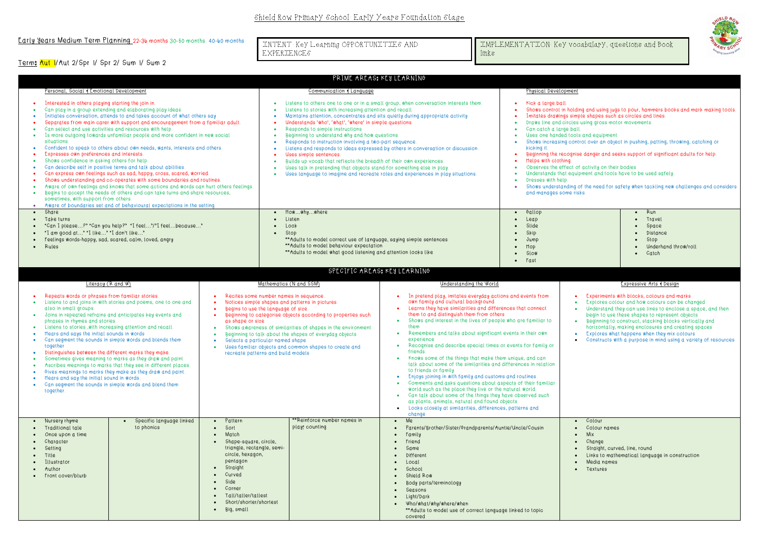# Shield Row Primary School: Early Years Foundation Stage

**Early Years Medium Term Planning** 22-36 months 30-50 months 40-60 months

**Term:** Aut 1/Aut 2/Spr 1/ Spr 2/ Sum 1/ Sum 2

INTENT: Key Learning OPPORTUNITIES AND EXPERIENCES

IMPLEMENTATION: Key vocabulary, questions and Book links

## PRIME AREAS: KEY LEARNING

### Personal, Social & Emotional Development

- Interested in others playing starting the join in.
- Can play in a group extending and elaborating play ideas.
- Initiates conversation, attends to and takes account of what others say.
- Separates from main carer with support and encouragement from a familiar adult.
- Can select and use activities and resources with help.
- Is more outgoing towards unfamiliar people and more confident in new social situations.
- Confident to speak to others about own needs, wants, interests and others.
- Expresses own preferences and interests.
- Shows confidence in asking others for help.
- Can describe self in positive terms and talk about abilities.
- Can express own feelings such as sad, happy, cross, scared, worried.
- Shows understanding and co-operates with some boundaries and routines.
- Aware of own feelings and knows that some actions and words can hurt others feelings.
- Begins to accept the needs of others and can take turns and share resources, sometimes, with support from others.
- Aware of boundaries set and of behavioural expectations in the setting.

Key vocabulary:

- Share
- Take turns
- "Can I please…?" "Can you help?" "I feel…"/"I feel…because…"
- "I am good at…" "I like…" "I don't like…"
- Feelings words-happy, sad, scared, calm, loved, angry
- Rules

### Communication & Language

- Listens to others one to one or in a small group, when conversation interests them.
- Listens to stories with increasing attention and recall.
- Maintains attention, concentrates and sits quietly during appropriate activity.
- Understands 'who', 'what', 'where' in simple questions.
- Responds to simple instructions.
- Beginning to understand why and how questions.
- Responds to instruction involving a two-part sequence.
- Listens and responds to ideas expressed by others in conversation or discussion.
- Uses simple sentences.
- Builds up vocab that reflects the breadth of their own experiences.
- Uses talk in pretending that objects stand for something else in play.
- Uses language to imagine and recreate roles and experiences in play situations.

Key vocabulary:

- How…why…where
- Listen
- Look
- Stop

**Adults to model correct use of language, saying simple sentences
**Adults to model behaviour expectation
**Adults to model what good listening and attention looks like

### Physical Development

- Kick a large ball.
- Shows control in holding and using jugs to pour, hammers books and mark making tools.
- Imitates drawings simple shapes such as circles and lines.
- Draws line and circles using gross motor movements.
- Can catch a large ball.
- Uses one handed tools and equipment.
- Shows increasing control over an object in pushing, patting, throwing, catching or kicking it.
- Beginning the recognise danger and seeks support of significant adults for help.
- Helps with clothing.
- Observes the effect of activity on their bodies.
- Understands that equipment and tools have to be used safely.
- Dresses with help.
- Shows understanding of the need for safety when tackling new challenges and considers and manages some risks.

Key vocabulary:

| | |
|---|---|
| Gallop | Run |
| Leap | Travel |
| Slide | Space |
| Skip | Distance |
| Jump | Stop |
| Hop | Underhand throw/roll |
| Slow | Catch |
| Fast | |

## SPECIFIC AREAS: KEY LEARNING

### Literacy (R and W)

- Repeats words or phrases from familiar stories.
- Listens to and joins in with stories and poems, one to one and also in small groups.
- Joins in repeated refrains and anticipates key events and phrases in rhymes and stories.
- Listens to stories with increasing attention and recall.
- Hears and says the initial sounds in words.
- Can segment the sounds in simple words and blends them together.
- Distinguishes between the different marks they make.
- Sometimes gives meaning to marks as they draw and paint.
- Ascribes meanings to marks that they see in different places.
- Gives meanings to marks they make as they draw and paint.
- Hears and say the initial sound in words.
- Can segment the sounds in simple words and blend them together.

Key vocabulary:

| | |
|---|---|
| Nursery rhyme | Specific language linked to phonics |
| Traditional tale | |
| Once upon a time | |
| Character | |
| Setting | |
| Title | |
| Illustrator | |
| Author | |
| Front cover/blurb | |

### Mathematics (N and SSM)

- Recites some number names in sequence.
- Notices simple shapes and patterns in pictures.
- Begins to use the language of size.
- Beginning to categorise objects according to properties such as shape or size.
- Shows awareness of similarities of shapes in the environment.
- Beginning to talk about the shapes of everyday objects.
- Selects a particular named shape.
- Uses familiar objects and common shapes to create and recreate patterns and build models.

Key vocabulary:

| | |
|---|---|
| Pattern | **Reinforce number names in play: counting |
| Sort | |
| Match | |
| Shape-square, circle, triangle, rectangle, semi-circle, hexagon, pentagon | |
| Straight | |
| Curved | |
| Side | |
| Corner | |
| Tall/taller/tallest | |
| Short/shorter/shortest | |
| Big, small | |

### Understanding the World

- In pretend play, imitates everyday actions and events from own family and cultural background.
- Learns they have similarities and differences that connect them to and distinguish them from others.
- Shows and interest in the lives of people who are familiar to them.
- Remembers and talks about significant events in their own experience.
- Recognise and describe special times or events for family or friends.
- Knows some of the things that make them unique, and can talk about some of the similarities and differences in relation to friends or family.
- Enjoys joining in with family and customs and routines.
- Comments and asks questions about aspects of their familiar world such as the place they live or the natural world.
- Can talk about some of the things they have observed such as plants, animals, natural and found objects.
- Looks closely at similarities, differences, patterns and change.

Key vocabulary:

- Me
- Parents/Brother/Sister/Grandparents/Auntie/Uncle/Cousin
- Family
- Friend
- Same
- Different
- Local
- School
- Shield Row
- Body parts/terminology
- Seasons
- Light/Dark
- Who/What/Why/Where/When

**Adults to model use of correct language linked to topic covered

### Expressive Arts & Design

- Experiments with blocks, colours and marks.
- Explores colour and how colours can be changed.
- Understand they can use lines to enclose a space, and then begin to use these shapes to represent objects.
- Beginning to construct, stacking blocks vertically and horizontally, making enclosures and creating spaces.
- Explores what happens when they mix colours.
- Constructs with a purpose in mind using a variety of resources.

Key vocabulary:

- Colour
- Colour names
- Mix
- Change
- Straight, curved, line, round
- Links to mathematical language in construction
- Media names
- Textures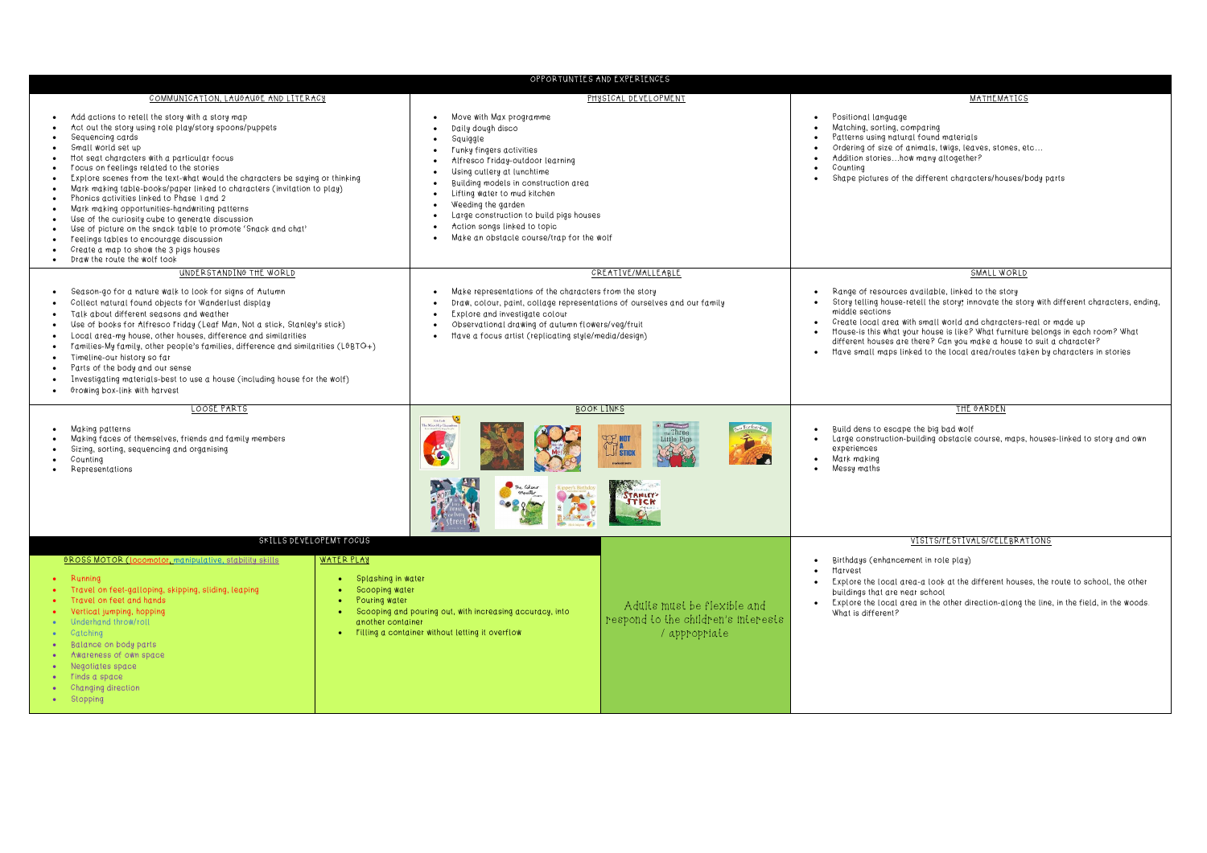# OPPORTUNTIES AND EXPERIENCES

## COMMUNICATION, LAUGAUGE AND LITERACY

- Add actions to retell the story with a story map
- Act out the story using role play/story spoons/puppets
- Sequencing cards
- Small world set up
- Hot seat characters with a particular focus
- Focus on feelings related to the stories
- Explore scenes from the text-what would the characters be saying or thinking
- Mark making table-books/paper linked to characters (invitation to play)
- Phonics activities linked to Phase 1 and 2
- Mark making opportunities-handwriting patterns
- Use of the curiosity cube to generate discussion
- Use of picture on the snack table to promote 'Snack and chat'
- Feelings tables to encourage discussion
- Create a map to show the 3 pigs houses
- Draw the route the wolf took

## PHYSICAL DEVELOPMENT

- Move with Max programme
- Daily dough disco
- Squiggle
- Funky fingers activities
- Alfresco Friday-outdoor learning
- Using cutlery at lunchtime
- Building models in construction area
- Lifting water to mud kitchen
- Weeding the garden
- Large construction to build pigs houses
- Action songs linked to topic
- Make an obstacle course/trap for the wolf

## MATHEMATICS

- Positional language
- Matching, sorting, comparing
- Patterns using natural found materials
- Ordering of size of animals, twigs, leaves, stones, etc…
- Addition stories…how many altogether?
- Counting
- Shape pictures of the different characters/houses/body parts

## UNDERSTANDING THE WORLD

- Season-go for a nature walk to look for signs of Autumn
- Collect natural found objects for Wanderlust display
- Talk about different seasons and weather
- Use of books for Alfresco Friday (Leaf Man, Not a stick, Stanley's stick)
- Local area-my house, other houses, difference and similarities
- Families-My family, other people's families, difference and similarities (LGBTQ+)
- Timeline-our history so far
- Parts of the body and our sense
- Investigating materials-best to use a house (including house for the wolf)
- Growing box-link with harvest

## CREATIVE/MALLEABLE

- Make representations of the characters from the story
- Draw, colour, paint, collage representations of ourselves and our family
- Explore and investigate colour
- Observational drawing of autumn flowers/veg/fruit
- Have a focus artist (replicating style/media/design)

## SMALL WORLD

- Range of resources available, linked to the story
- Story telling house-retell the story; innovate the story with different characters, ending, middle sections
- Create local area with small world and characters-real or made up
- House-is this what your house is like? What furniture belongs in each room? What different houses are there? Can you make a house to suit a character?
- Have small maps linked to the local area/routes taken by characters in stories

## LOOSE PARTS

- Making patterns
- Making faces of themselves, friends and family members
- Sizing, sorting, sequencing and organising
- Counting
- Representations

## BOOK LINKS

## THE GARDEN

- Build dens to escape the big bad wolf
- Large construction-building obstacle course, maps, houses-linked to story and own experiences
- Mark making
- Messy maths

## SKILLS DEVELOPEMT FOCUS

### GROSS MOTOR (locomotor, manipulative, stability skills

- Running
- Travel on feet-galloping, skipping, sliding, leaping
- Travel on feet and hands
- Vertical jumping, hopping
- Underhand throw/roll
- Catching
- Balance on body parts
- Awareness of own space
- Negotiates space
- Finds a space
- Changing direction
- Stopping

### WATER PLAY

- Splashing in water
- Scooping water
- Pouring water
- Scooping and pouring out, with increasing accuracy, into another container
- Filling a container without letting it overflow

Adults must be flexible and respond to the children's interests / appropriate

## VISITS/FESTIVALS/CELEBRATIONS

- Birthdays (enhancement in role play)
- Harvest
- Explore the local area-a look at the different houses, the route to school, the other buildings that are near school
- Explore the local area in the other direction-along the line, in the field, in the woods. What is different?